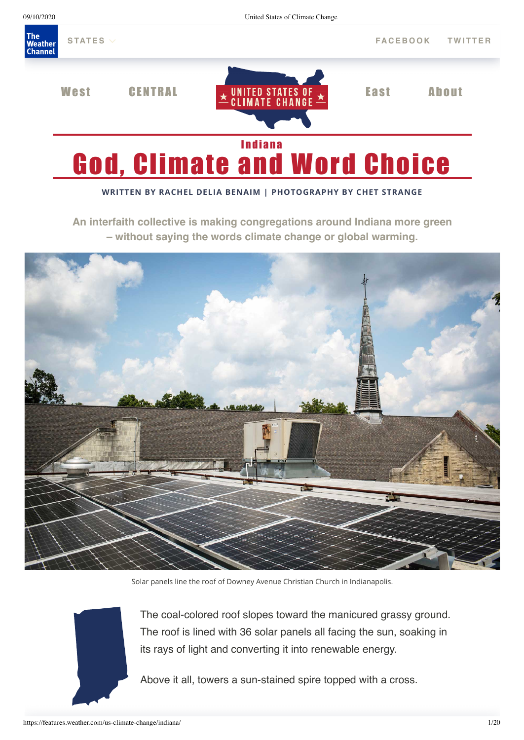Indiana

# God, Climate and Word Choice

**WRITTEN BY RACHEL DELIA BENAIM | PHOTOGRAPHY BY CHET STRANGE**

**An interfaith collective is making congregations around Indiana more green – without saying the words climate change or global warming.**

Solar panels line the roof of Downey Avenue Christian Church in Indianapolis.

The coal-colored roof slopes toward the manicured grassy ground. The roof is lined with 36 solar panels all facing the sun, soaking in its rays of light and converting it into renewable energy.

Above it all, towers a sun-stained spire topped with a cross.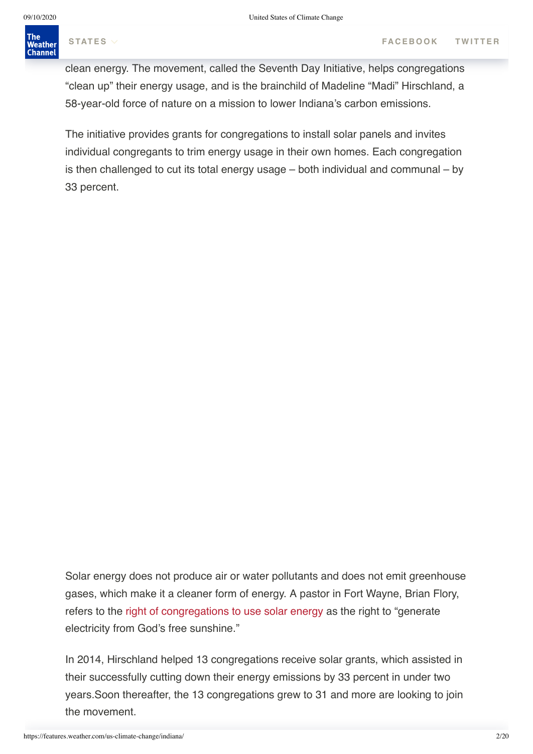clean energy. The movement, called the Seventh Day Initiative, helps congregations "clean up" their energy usage, and is the brainchild of Madeline "Madi" Hirschland, a 58-year-old force of nature on a mission to lower Indiana's carbon emissions.

The initiative provides grants for congregations to install solar panels and invites individual congregants to trim energy usage in their own homes. Each congregation is then challenged to cut its total energy usage – both individual and communal – by 33 percent.

Solar energy does not produce air or water pollutants and does not emit greenhouse gases, which make it a cleaner form of energy. A pastor in Fort Wayne, Brian Flory, refers to the right of congregations to use solar energy as the right to "generate electricity from God's free sunshine."

In 2014, Hirschland helped 13 congregations receive solar grants, which assisted in their successfully cutting down their energy emissions by 33 percent in under two years.Soon thereafter, the 13 congregations grew to 31 and more are looking to join the movement.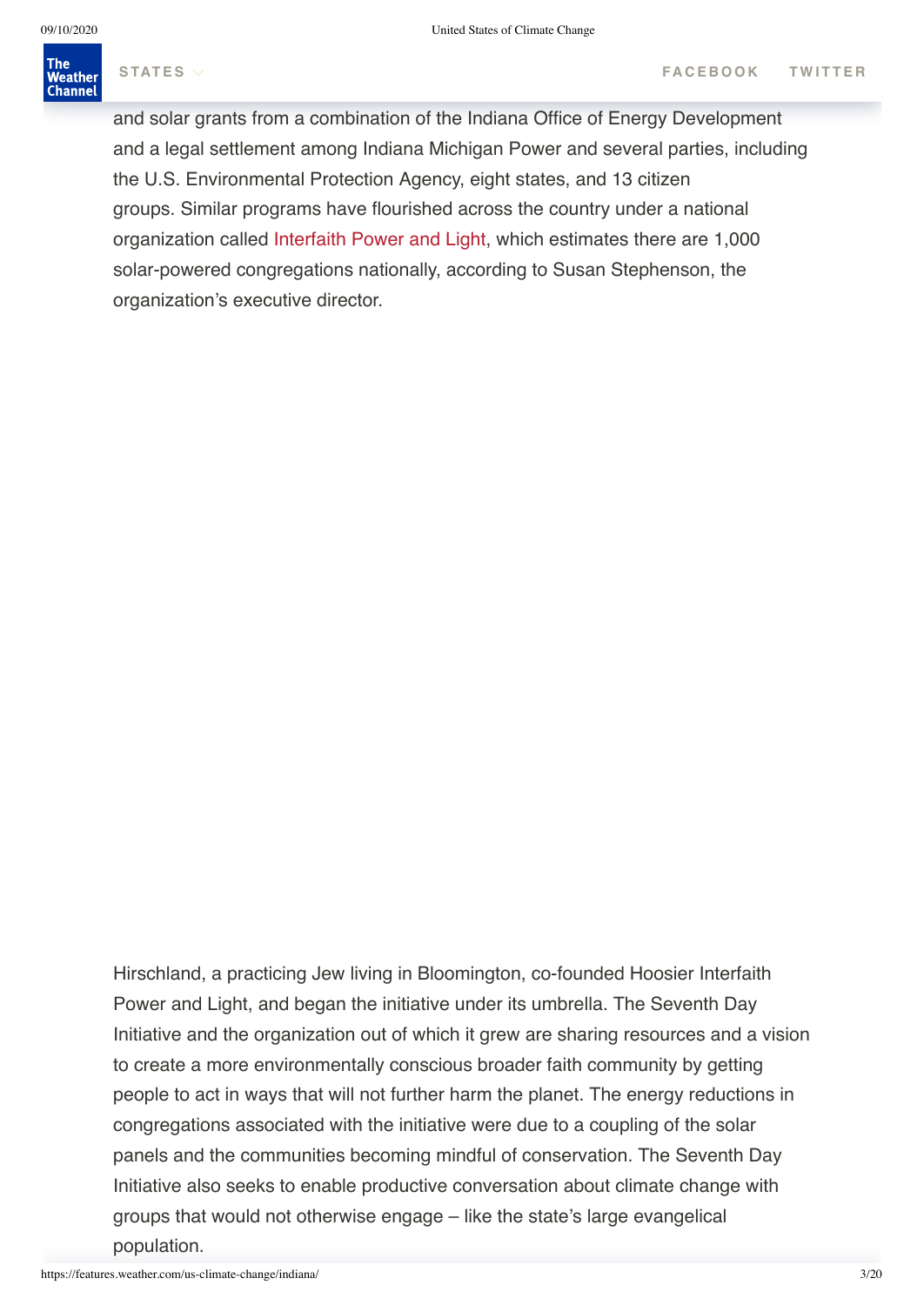and solar grants from a combination of the Indiana Office of Energy Development and a legal settlement among Indiana Michigan Power and several parties, including the U.S. Environmental Protection Agency, eight states, and 13 citizen groups. Similar programs have flourished across the country under a national organization called Interfaith Power and Light, which estimates there are 1,000 solar-powered congregations nationally, according to Susan Stephenson, the organization's executive director.

Hirschland, a practicing Jew living in Bloomington, co-founded Hoosier Interfaith Power and Light, and began the initiative under its umbrella. The Seventh Day Initiative and the organization out of which it grew are sharing resources and a vision to create a more environmentally conscious broader faith community by getting people to act in ways that will not further harm the planet. The energy reductions in congregations associated with the initiative were due to a coupling of the solar panels and the communities becoming mindful of conservation. The Seventh Day Initiative also seeks to enable productive conversation about climate change with groups that would not otherwise engage – like the state's large evangelical population.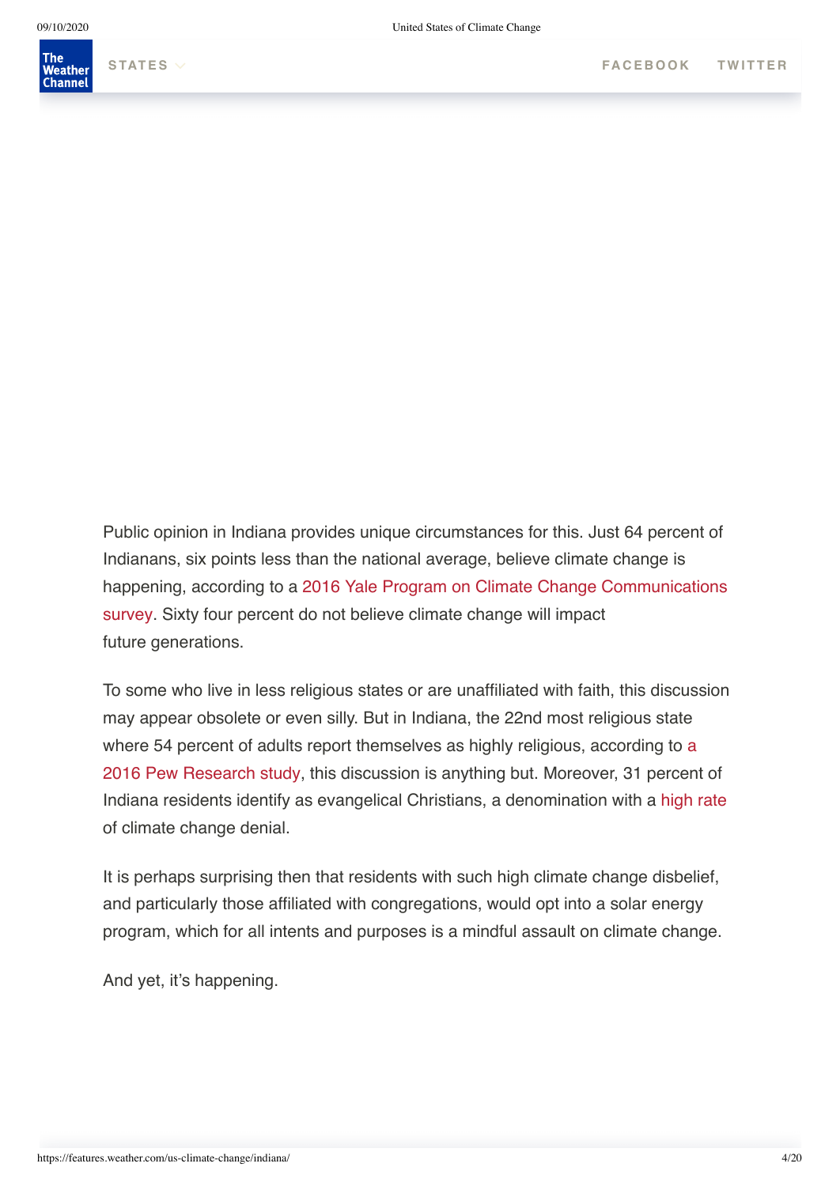Public opinion in Indiana provides unique circumstances for this. Just 64 percent of Indianans, six points less than the national average, believe climate change is happening, according to a 2016 Yale Program on Climate Change Communications survey. Sixty four percent do not believe climate change will impact future generations.

To some who live in less religious states or are unaffiliated with faith, this discussion may appear obsolete or even silly. But in Indiana, the 22nd most religious state where 54 percent of adults report themselves as highly religious, according to a 2016 Pew Research study, this discussion is anything but. Moreover, 31 percent of Indiana residents identify as evangelical Christians, a denomination with a high rate of climate change denial.

It is perhaps surprising then that residents with such high climate change disbelief, and particularly those affiliated with congregations, would opt into a solar energy program, which for all intents and purposes is a mindful assault on climate change.

And yet, it's happening.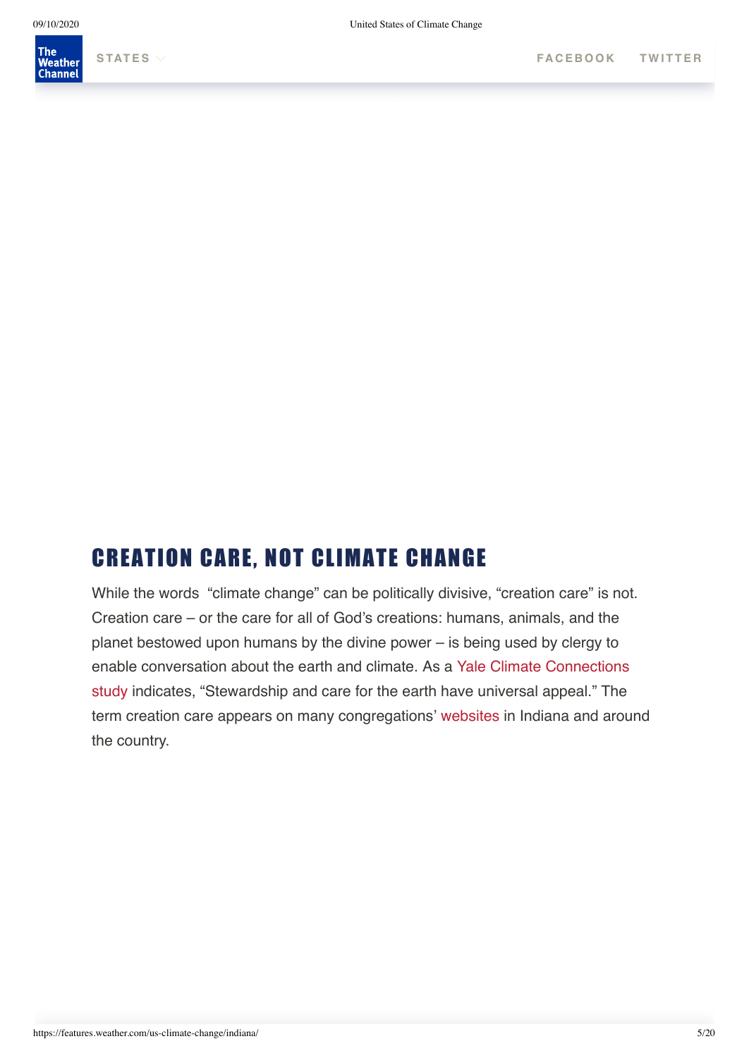## CREATION CARE, NOT CLIMATE CHANGE

While the words "climate change" can be politically divisive, "creation care" is not. Creation care – or the care for all of God's creations: humans, animals, and the planet bestowed upon humans by the divine power – is being used by clergy to enable conversation about the earth and climate. As a Yale Climate Connections study indicates, "Stewardship and care for the earth have universal appeal." The term creation care appears on many congregations' websites in Indiana and around the country.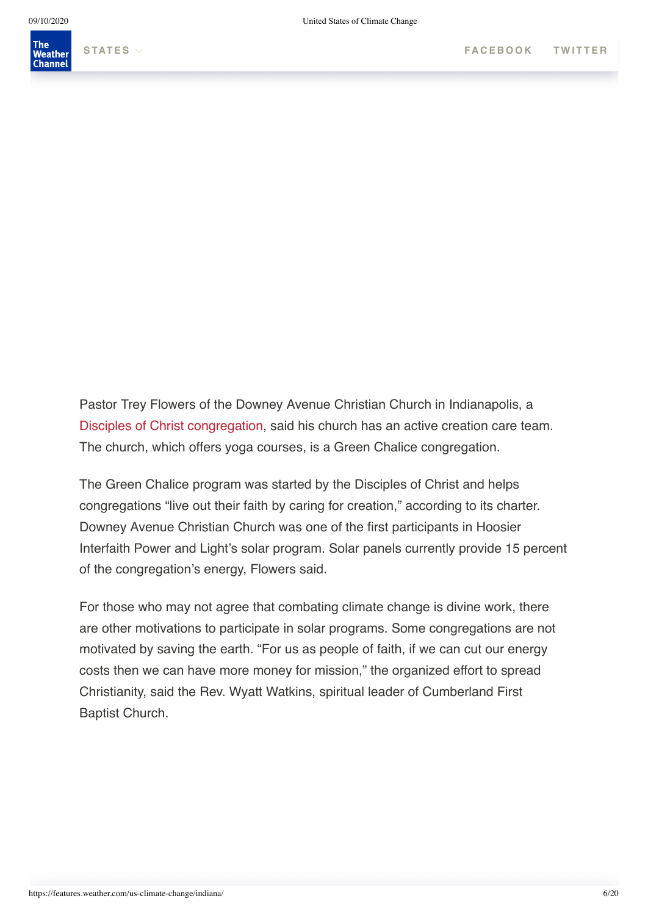Pastor Trey Flowers of the Downey Avenue Christian Church in Indianapolis, a Disciples of Christ congregation, said his church has an active creation care team. The church, which offers yoga courses, is a Green Chalice congregation.

The Green Chalice program was started by the Disciples of Christ and helps congregations "live out their faith by caring for creation," according to its charter. Downey Avenue Christian Church was one of the first participants in Hoosier Interfaith Power and Light's solar program. Solar panels currently provide 15 percent of the congregation's energy, Flowers said.

For those who may not agree that combating climate change is divine work, there are other motivations to participate in solar programs. Some congregations are not motivated by saving the earth. "For us as people of faith, if we can cut our energy costs then we can have more money for mission," the organized effort to spread Christianity, said the Rev. Wyatt Watkins, spiritual leader of Cumberland First Baptist Church.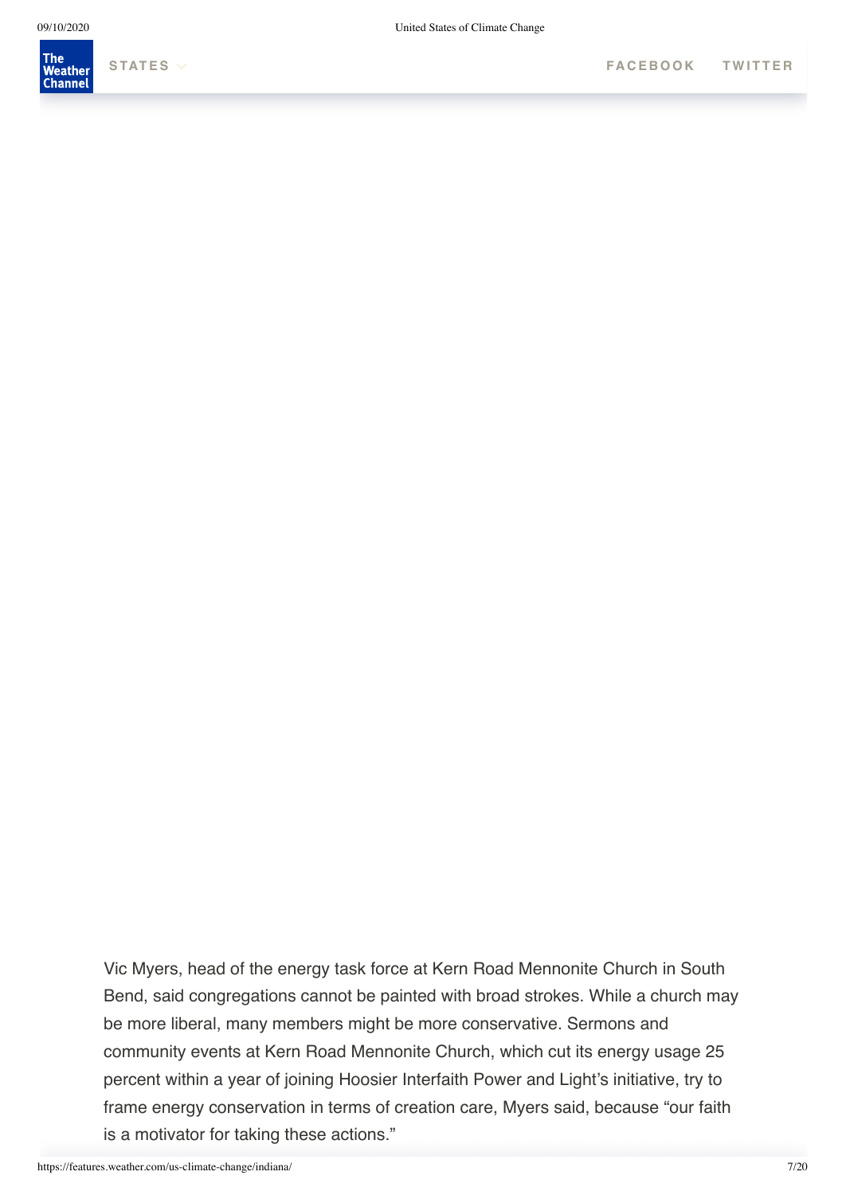Vic Myers, head of the energy task force at Kern Road Mennonite Church in South Bend, said congregations cannot be painted with broad strokes. While a church may be more liberal, many members might be more conservative. Sermons and community events at Kern Road Mennonite Church, which cut its energy usage 25 percent within a year of joining Hoosier Interfaith Power and Light's initiative, try to frame energy conservation in terms of creation care, Myers said, because "our faith is a motivator for taking these actions."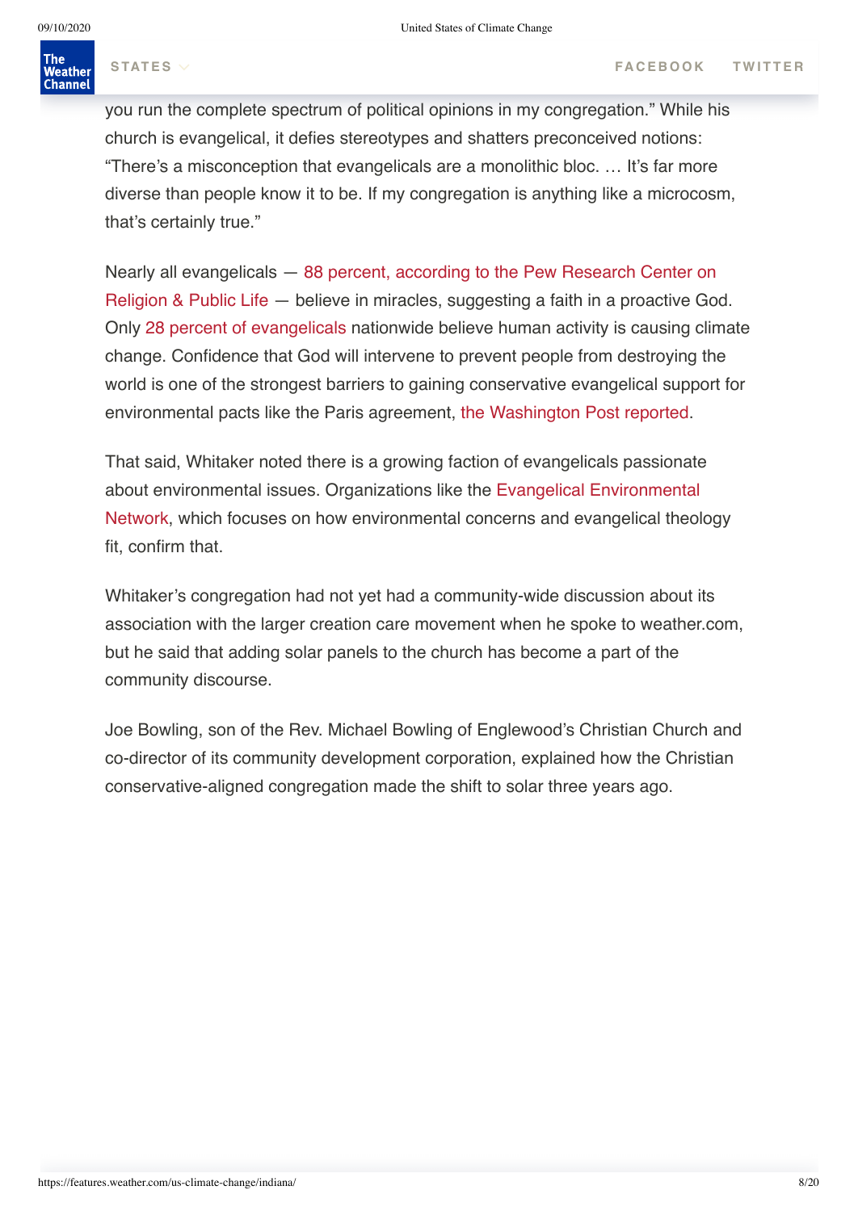you run the complete spectrum of political opinions in my congregation." While his church is evangelical, it defies stereotypes and shatters preconceived notions: "There's a misconception that evangelicals are a monolithic bloc. … It's far more diverse than people know it to be. If my congregation is anything like a microcosm, that's certainly true."

Nearly all evangelicals — 88 percent, according to the Pew Research Center on Religion & Public Life — believe in miracles, suggesting a faith in a proactive God. Only 28 percent of evangelicals nationwide believe human activity is causing climate change. Confidence that God will intervene to prevent people from destroying the world is one of the strongest barriers to gaining conservative evangelical support for environmental pacts like the Paris agreement, the Washington Post reported.

That said, Whitaker noted there is a growing faction of evangelicals passionate about environmental issues. Organizations like the Evangelical Environmental Network, which focuses on how environmental concerns and evangelical theology fit, confirm that.

Whitaker's congregation had not yet had a community-wide discussion about its association with the larger creation care movement when he spoke to weather.com, but he said that adding solar panels to the church has become a part of the community discourse.

Joe Bowling, son of the Rev. Michael Bowling of Englewood's Christian Church and co-director of its community development corporation, explained how the Christian conservative-aligned congregation made the shift to solar three years ago.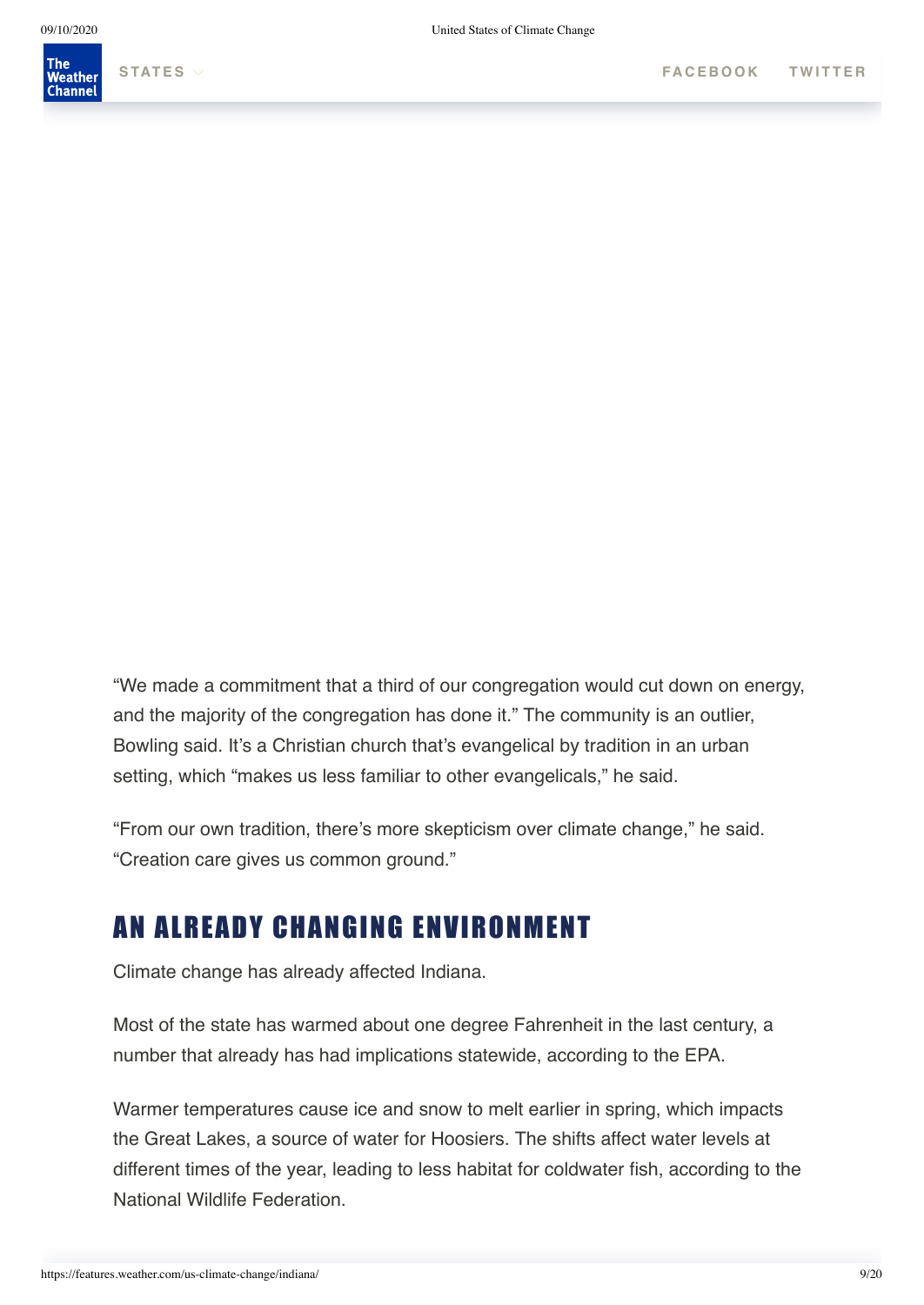"We made a commitment that a third of our congregation would cut down on energy, and the majority of the congregation has done it." The community is an outlier, Bowling said. It's a Christian church that's evangelical by tradition in an urban setting, which "makes us less familiar to other evangelicals," he said.

"From our own tradition, there's more skepticism over climate change," he said. "Creation care gives us common ground."

## AN ALREADY CHANGING ENVIRONMENT

Climate change has already affected Indiana.

Most of the state has warmed about one degree Fahrenheit in the last century, a number that already has had implications statewide, according to the EPA.

Warmer temperatures cause ice and snow to melt earlier in spring, which impacts the Great Lakes, a source of water for Hoosiers. The shifts affect water levels at different times of the year, leading to less habitat for coldwater fish, according to the National Wildlife Federation.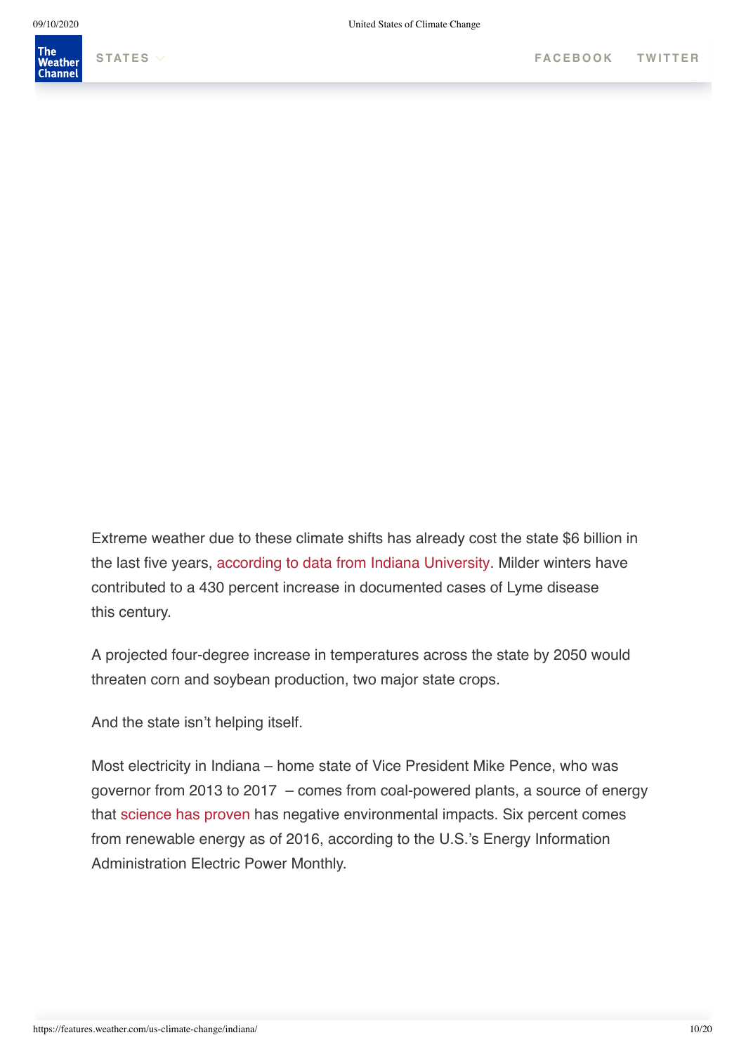Extreme weather due to these climate shifts has already cost the state $6 billion in the last five years, according to data from Indiana University. Milder winters have contributed to a 430 percent increase in documented cases of Lyme disease this century.

A projected four-degree increase in temperatures across the state by 2050 would threaten corn and soybean production, two major state crops.

And the state isn't helping itself.

Most electricity in Indiana – home state of Vice President Mike Pence, who was governor from 2013 to 2017 – comes from coal-powered plants, a source of energy that science has proven has negative environmental impacts. Six percent comes from renewable energy as of 2016, according to the U.S.'s Energy Information Administration Electric Power Monthly.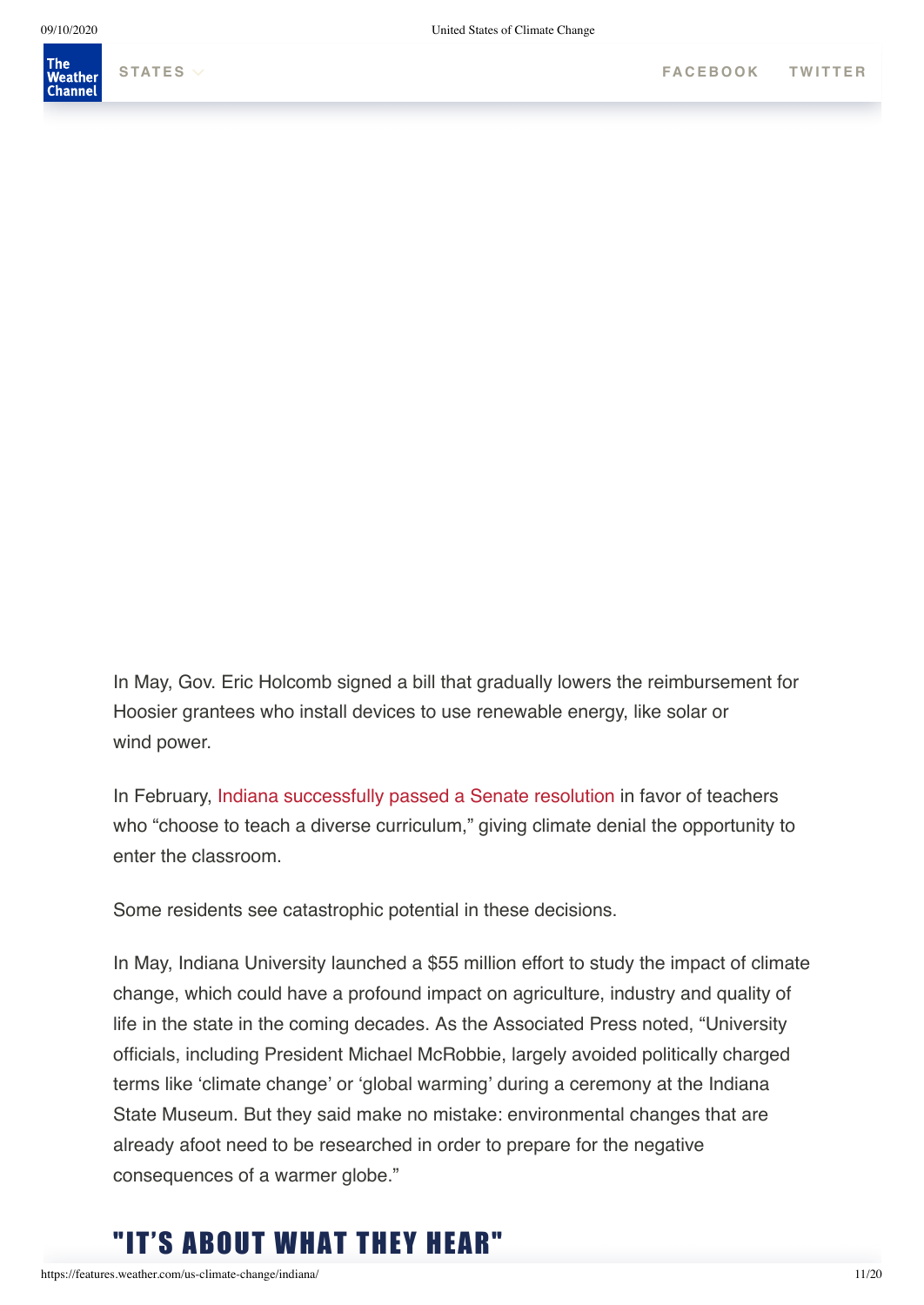In May, Gov. Eric Holcomb signed a bill that gradually lowers the reimbursement for Hoosier grantees who install devices to use renewable energy, like solar or wind power.

In February, Indiana successfully passed a Senate resolution in favor of teachers who “choose to teach a diverse curriculum,” giving climate denial the opportunity to enter the classroom.

Some residents see catastrophic potential in these decisions.

In May, Indiana University launched a $55 million effort to study the impact of climate change, which could have a profound impact on agriculture, industry and quality of life in the state in the coming decades. As the Associated Press noted, “University officials, including President Michael McRobbie, largely avoided politically charged terms like ‘climate change’ or ‘global warming’ during a ceremony at the Indiana State Museum. But they said make no mistake: environmental changes that are already afoot need to be researched in order to prepare for the negative consequences of a warmer globe.”

## "IT’S ABOUT WHAT THEY HEAR"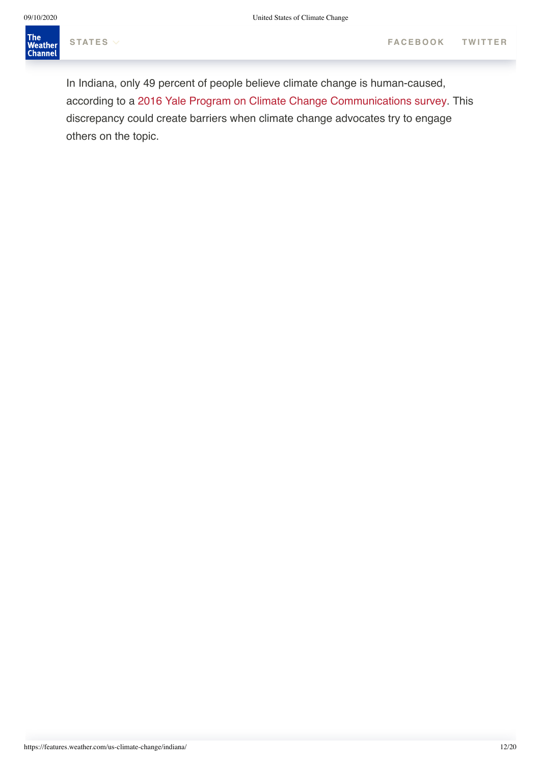In Indiana, only 49 percent of people believe climate change is human-caused, according to a 2016 Yale Program on Climate Change Communications survey. This discrepancy could create barriers when climate change advocates try to engage others on the topic.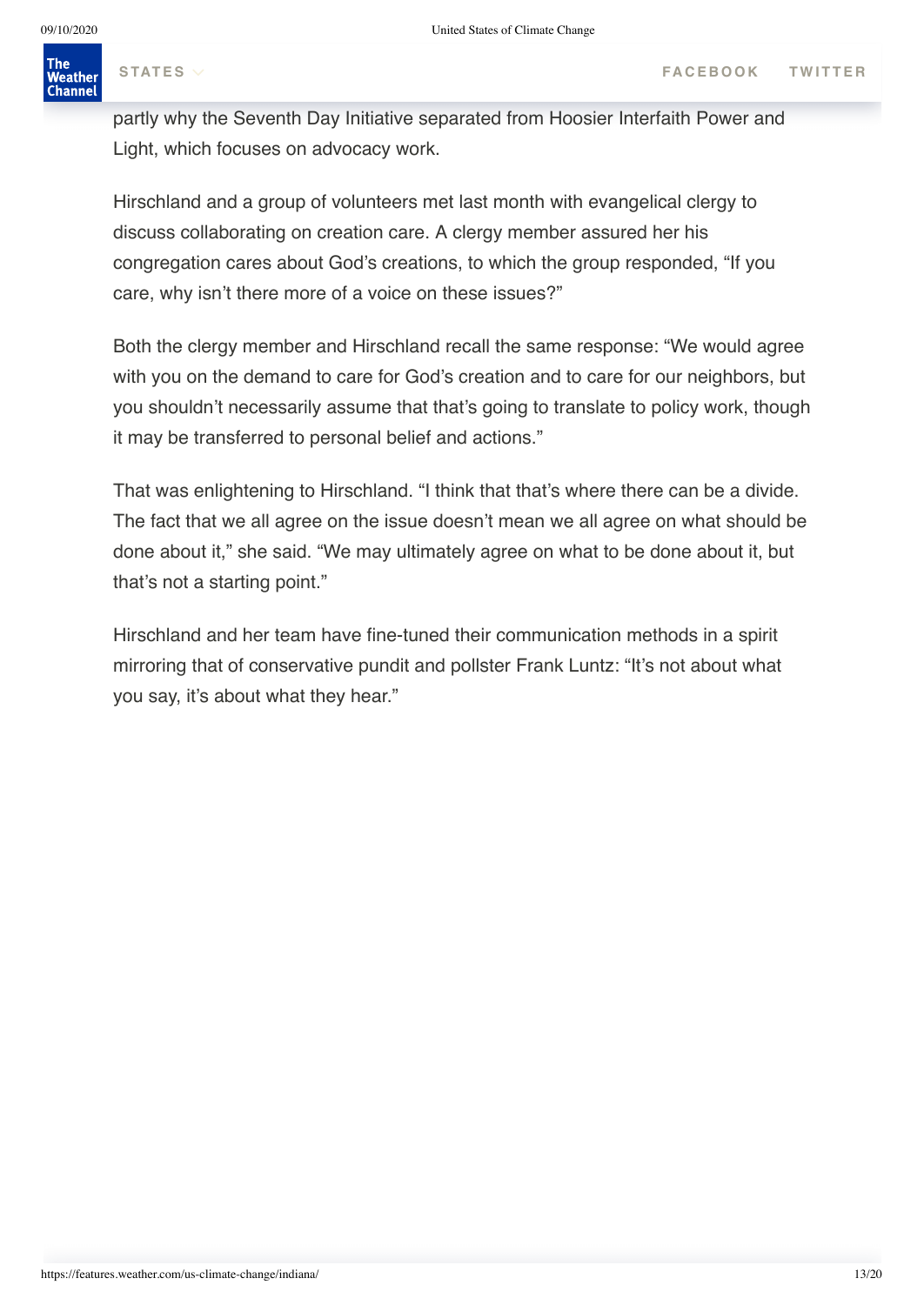partly why the Seventh Day Initiative separated from Hoosier Interfaith Power and Light, which focuses on advocacy work.

Hirschland and a group of volunteers met last month with evangelical clergy to discuss collaborating on creation care. A clergy member assured her his congregation cares about God's creations, to which the group responded, "If you care, why isn't there more of a voice on these issues?"

Both the clergy member and Hirschland recall the same response: "We would agree with you on the demand to care for God's creation and to care for our neighbors, but you shouldn't necessarily assume that that's going to translate to policy work, though it may be transferred to personal belief and actions."

That was enlightening to Hirschland. "I think that that's where there can be a divide. The fact that we all agree on the issue doesn't mean we all agree on what should be done about it," she said. "We may ultimately agree on what to be done about it, but that's not a starting point."

Hirschland and her team have fine-tuned their communication methods in a spirit mirroring that of conservative pundit and pollster Frank Luntz: "It's not about what you say, it's about what they hear."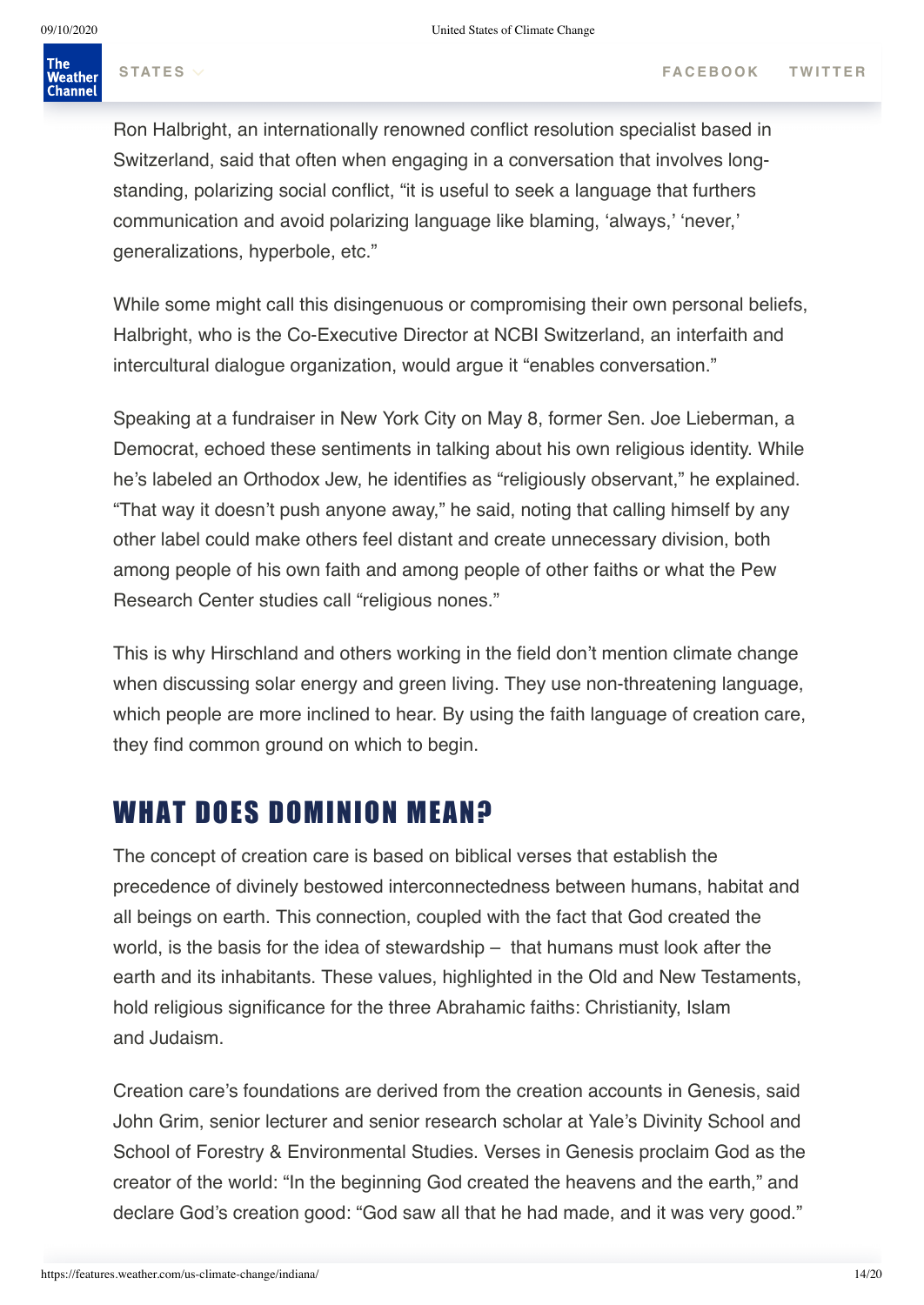Ron Halbright, an internationally renowned conflict resolution specialist based in Switzerland, said that often when engaging in a conversation that involves long-standing, polarizing social conflict, "it is useful to seek a language that furthers communication and avoid polarizing language like blaming, 'always,' 'never,' generalizations, hyperbole, etc."

While some might call this disingenuous or compromising their own personal beliefs, Halbright, who is the Co-Executive Director at NCBI Switzerland, an interfaith and intercultural dialogue organization, would argue it "enables conversation."

Speaking at a fundraiser in New York City on May 8, former Sen. Joe Lieberman, a Democrat, echoed these sentiments in talking about his own religious identity. While he's labeled an Orthodox Jew, he identifies as "religiously observant," he explained. "That way it doesn't push anyone away," he said, noting that calling himself by any other label could make others feel distant and create unnecessary division, both among people of his own faith and among people of other faiths or what the Pew Research Center studies call "religious nones."

This is why Hirschland and others working in the field don't mention climate change when discussing solar energy and green living. They use non-threatening language, which people are more inclined to hear. By using the faith language of creation care, they find common ground on which to begin.

## WHAT DOES DOMINION MEAN?

The concept of creation care is based on biblical verses that establish the precedence of divinely bestowed interconnectedness between humans, habitat and all beings on earth. This connection, coupled with the fact that God created the world, is the basis for the idea of stewardship – that humans must look after the earth and its inhabitants. These values, highlighted in the Old and New Testaments, hold religious significance for the three Abrahamic faiths: Christianity, Islam and Judaism.

Creation care's foundations are derived from the creation accounts in Genesis, said John Grim, senior lecturer and senior research scholar at Yale's Divinity School and School of Forestry & Environmental Studies. Verses in Genesis proclaim God as the creator of the world: "In the beginning God created the heavens and the earth," and declare God's creation good: "God saw all that he had made, and it was very good."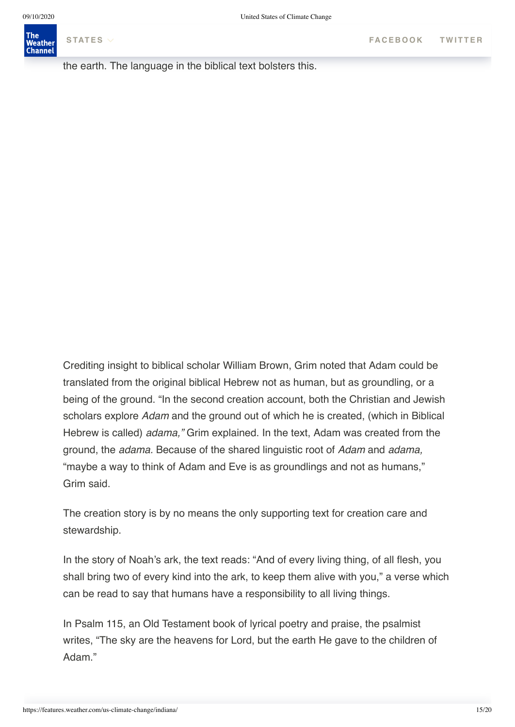the earth. The language in the biblical text bolsters this.

Crediting insight to biblical scholar William Brown, Grim noted that Adam could be translated from the original biblical Hebrew not as human, but as groundling, or a being of the ground. "In the second creation account, both the Christian and Jewish scholars explore *Adam* and the ground out of which he is created, (which in Biblical Hebrew is called) *adama,"* Grim explained. In the text, Adam was created from the ground, the *adama.* Because of the shared linguistic root of *Adam* and *adama,* "maybe a way to think of Adam and Eve is as groundlings and not as humans," Grim said.

The creation story is by no means the only supporting text for creation care and stewardship.

In the story of Noah's ark, the text reads: "And of every living thing, of all flesh, you shall bring two of every kind into the ark, to keep them alive with you," a verse which can be read to say that humans have a responsibility to all living things.

In Psalm 115, an Old Testament book of lyrical poetry and praise, the psalmist writes, "The sky are the heavens for Lord, but the earth He gave to the children of Adam."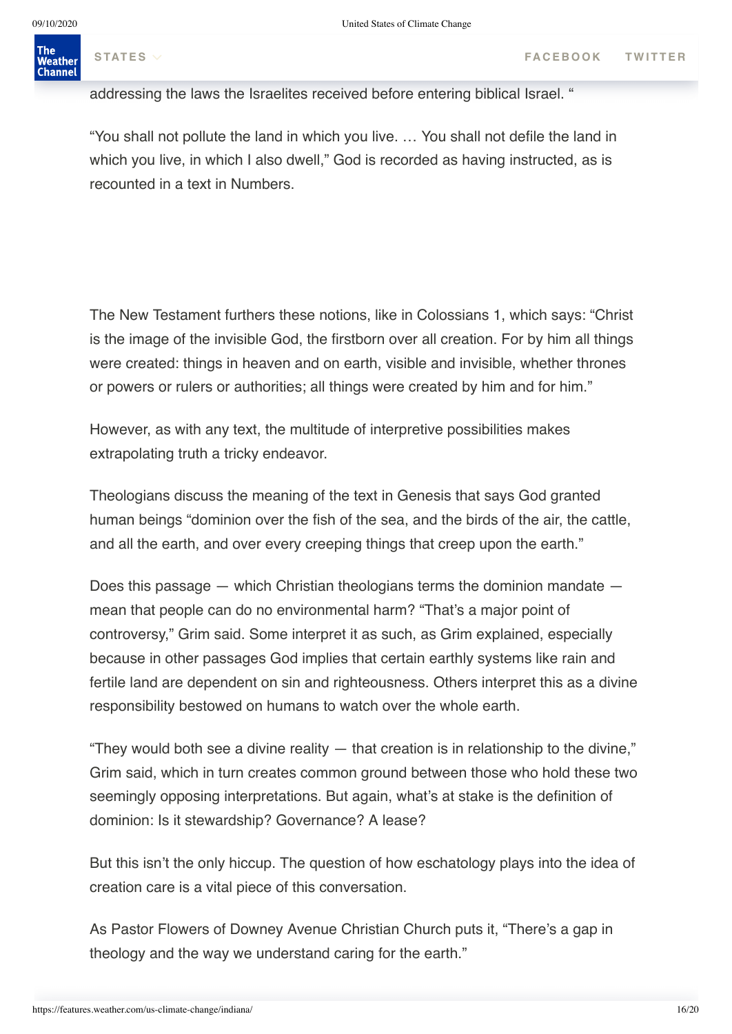addressing the laws the Israelites received before entering biblical Israel. "

"You shall not pollute the land in which you live. … You shall not defile the land in which you live, in which I also dwell," God is recorded as having instructed, as is recounted in a text in Numbers.

The New Testament furthers these notions, like in Colossians 1, which says: "Christ is the image of the invisible God, the firstborn over all creation. For by him all things were created: things in heaven and on earth, visible and invisible, whether thrones or powers or rulers or authorities; all things were created by him and for him."

However, as with any text, the multitude of interpretive possibilities makes extrapolating truth a tricky endeavor.

Theologians discuss the meaning of the text in Genesis that says God granted human beings "dominion over the fish of the sea, and the birds of the air, the cattle, and all the earth, and over every creeping things that creep upon the earth."

Does this passage — which Christian theologians terms the dominion mandate — mean that people can do no environmental harm? "That's a major point of controversy," Grim said. Some interpret it as such, as Grim explained, especially because in other passages God implies that certain earthly systems like rain and fertile land are dependent on sin and righteousness. Others interpret this as a divine responsibility bestowed on humans to watch over the whole earth.

"They would both see a divine reality — that creation is in relationship to the divine," Grim said, which in turn creates common ground between those who hold these two seemingly opposing interpretations. But again, what's at stake is the definition of dominion: Is it stewardship? Governance? A lease?

But this isn't the only hiccup. The question of how eschatology plays into the idea of creation care is a vital piece of this conversation.

As Pastor Flowers of Downey Avenue Christian Church puts it, "There's a gap in theology and the way we understand caring for the earth."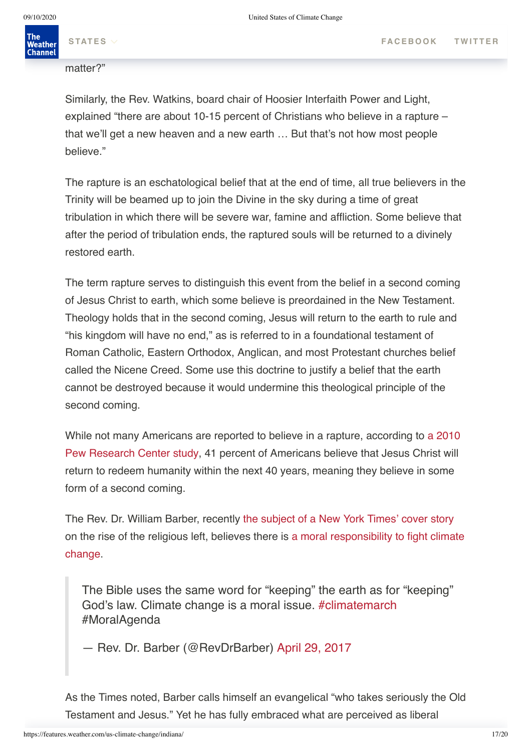matter?"

Similarly, the Rev. Watkins, board chair of Hoosier Interfaith Power and Light, explained "there are about 10-15 percent of Christians who believe in a rapture – that we'll get a new heaven and a new earth … But that's not how most people believe."

The rapture is an eschatological belief that at the end of time, all true believers in the Trinity will be beamed up to join the Divine in the sky during a time of great tribulation in which there will be severe war, famine and affliction. Some believe that after the period of tribulation ends, the raptured souls will be returned to a divinely restored earth.

The term rapture serves to distinguish this event from the belief in a second coming of Jesus Christ to earth, which some believe is preordained in the New Testament. Theology holds that in the second coming, Jesus will return to the earth to rule and "his kingdom will have no end," as is referred to in a foundational testament of Roman Catholic, Eastern Orthodox, Anglican, and most Protestant churches belief called the Nicene Creed. Some use this doctrine to justify a belief that the earth cannot be destroyed because it would undermine this theological principle of the second coming.

While not many Americans are reported to believe in a rapture, according to a 2010 Pew Research Center study, 41 percent of Americans believe that Jesus Christ will return to redeem humanity within the next 40 years, meaning they believe in some form of a second coming.

The Rev. Dr. William Barber, recently the subject of a New York Times' cover story on the rise of the religious left, believes there is a moral responsibility to fight climate change.

> The Bible uses the same word for "keeping" the earth as for "keeping" God's law. Climate change is a moral issue. #climatemarch #MoralAgenda
>
> — Rev. Dr. Barber (@RevDrBarber) April 29, 2017

As the Times noted, Barber calls himself an evangelical "who takes seriously the Old Testament and Jesus." Yet he has fully embraced what are perceived as liberal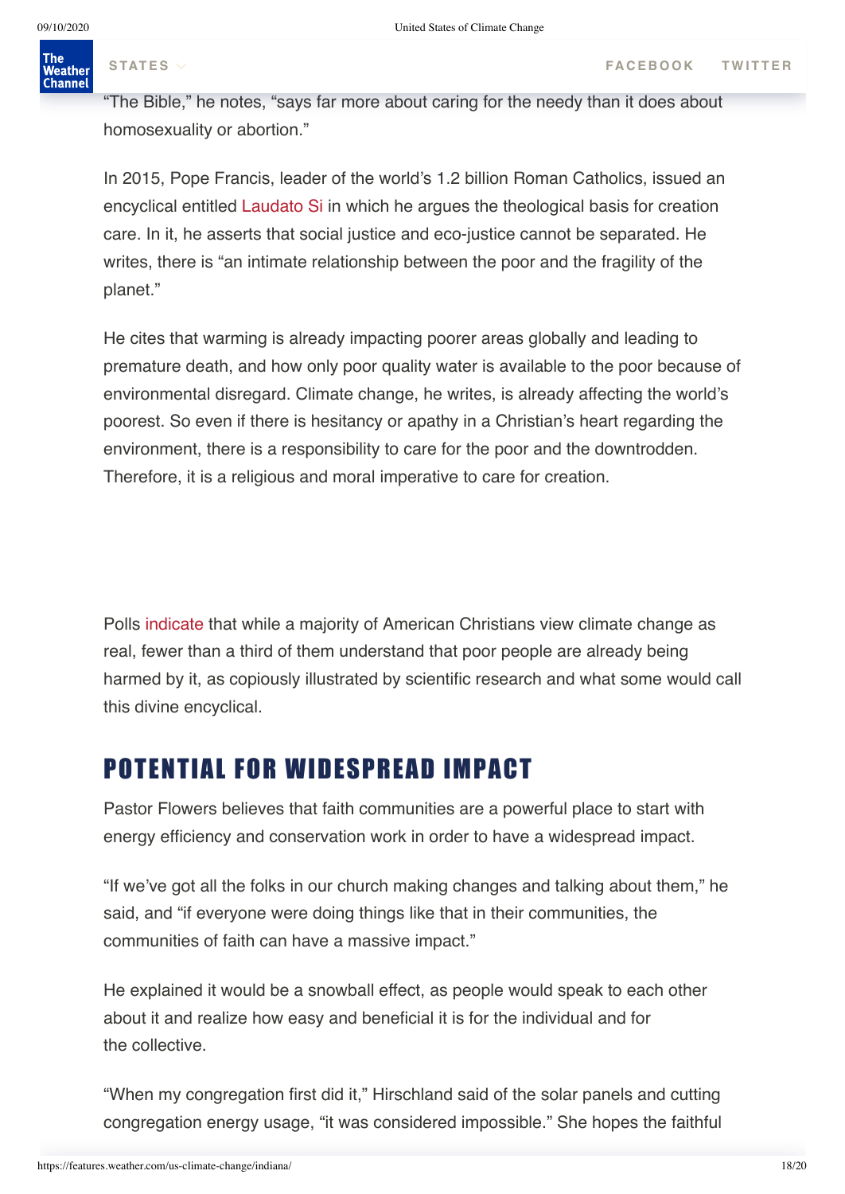"The Bible," he notes, "says far more about caring for the needy than it does about homosexuality or abortion."

In 2015, Pope Francis, leader of the world's 1.2 billion Roman Catholics, issued an encyclical entitled Laudato Si in which he argues the theological basis for creation care. In it, he asserts that social justice and eco-justice cannot be separated. He writes, there is "an intimate relationship between the poor and the fragility of the planet."

He cites that warming is already impacting poorer areas globally and leading to premature death, and how only poor quality water is available to the poor because of environmental disregard. Climate change, he writes, is already affecting the world's poorest. So even if there is hesitancy or apathy in a Christian's heart regarding the environment, there is a responsibility to care for the poor and the downtrodden. Therefore, it is a religious and moral imperative to care for creation.

Polls indicate that while a majority of American Christians view climate change as real, fewer than a third of them understand that poor people are already being harmed by it, as copiously illustrated by scientific research and what some would call this divine encyclical.

## POTENTIAL FOR WIDESPREAD IMPACT

Pastor Flowers believes that faith communities are a powerful place to start with energy efficiency and conservation work in order to have a widespread impact.

"If we've got all the folks in our church making changes and talking about them," he said, and "if everyone were doing things like that in their communities, the communities of faith can have a massive impact."

He explained it would be a snowball effect, as people would speak to each other about it and realize how easy and beneficial it is for the individual and for the collective.

"When my congregation first did it," Hirschland said of the solar panels and cutting congregation energy usage, "it was considered impossible." She hopes the faithful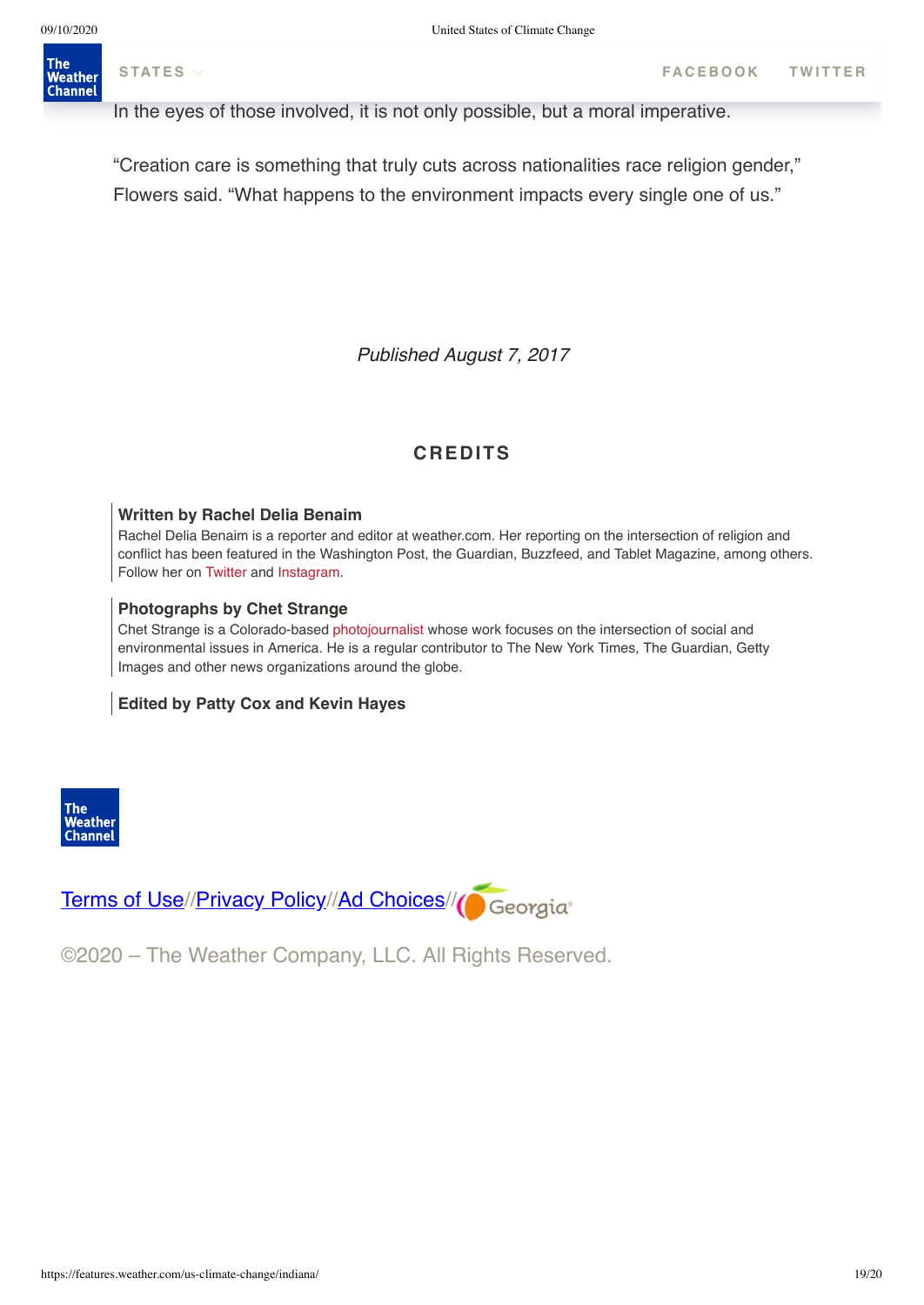In the eyes of those involved, it is not only possible, but a moral imperative.

“Creation care is something that truly cuts across nationalities race religion gender,” Flowers said. “What happens to the environment impacts every single one of us.”

*Published August 7, 2017*

## CREDITS

**Written by Rachel Delia Benaim**
Rachel Delia Benaim is a reporter and editor at weather.com. Her reporting on the intersection of religion and conflict has been featured in the Washington Post, the Guardian, Buzzfeed, and Tablet Magazine, among others. Follow her on Twitter and Instagram.

**Photographs by Chet Strange**
Chet Strange is a Colorado-based photojournalist whose work focuses on the intersection of social and environmental issues in America. He is a regular contributor to The New York Times, The Guardian, Getty Images and other news organizations around the globe.

**Edited by Patty Cox and Kevin Hayes**

Terms of Use//Privacy Policy//Ad Choices//Georgia

©2020 – The Weather Company, LLC. All Rights Reserved.